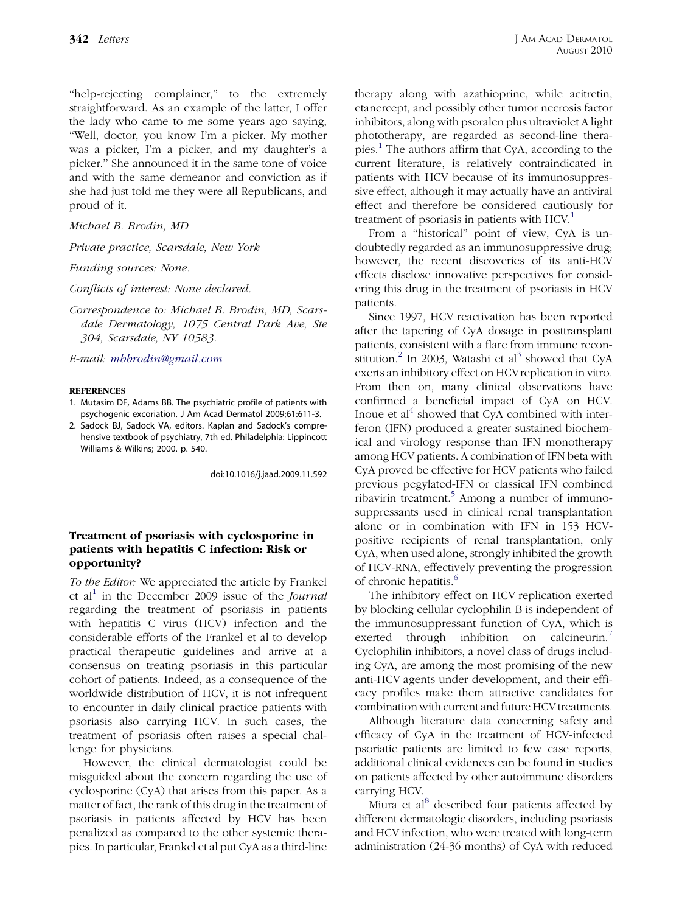"help-rejecting complainer," to the extremely straightforward. As an example of the latter, I offer the lady who came to me some years ago saying, "Well, doctor, you know I'm a picker. My mother was a picker, I'm a picker, and my daughter's a picker." She announced it in the same tone of voice and with the same demeanor and conviction as if she had just told me they were all Republicans, and proud of it.

*Michael B. Brodin, MD*

*Private practice, Scarsdale, New York*

*Funding sources: None.*

*Conflicts of interest: None declared.*

*Correspondence to: Michael B. Brodin, MD, Scarsdale Dermatology, 1075 Central Park Ave, Ste 304, Scarsdale, NY 10583.*

*E-mail: mbbrodin@gmail.com*

**REFERENCES**

1. Mutasim DF, Adams BB. The psychiatric profile of patients with psychogenic excoriation. J Am Acad Dermatol 2009;61:611-3.
2. Sadock BJ, Sadock VA, editors. Kaplan and Sadock's comprehensive textbook of psychiatry, 7th ed. Philadelphia: Lippincott Williams & Wilkins; 2000. p. 540.

doi:10.1016/j.jaad.2009.11.592

## Treatment of psoriasis with cyclosporine in patients with hepatitis C infection: Risk or opportunity?

*To the Editor:* We appreciated the article by Frankel et al[1] in the December 2009 issue of the *Journal* regarding the treatment of psoriasis in patients with hepatitis C virus (HCV) infection and the considerable efforts of the Frankel et al to develop practical therapeutic guidelines and arrive at a consensus on treating psoriasis in this particular cohort of patients. Indeed, as a consequence of the worldwide distribution of HCV, it is not infrequent to encounter in daily clinical practice patients with psoriasis also carrying HCV. In such cases, the treatment of psoriasis often raises a special challenge for physicians.

However, the clinical dermatologist could be misguided about the concern regarding the use of cyclosporine (CyA) that arises from this paper. As a matter of fact, the rank of this drug in the treatment of psoriasis in patients affected by HCV has been penalized as compared to the other systemic therapies. In particular, Frankel et al put CyA as a third-line therapy along with azathioprine, while acitretin, etanercept, and possibly other tumor necrosis factor inhibitors, along with psoralen plus ultraviolet A light phototherapy, are regarded as second-line therapies.[1] The authors affirm that CyA, according to the current literature, is relatively contraindicated in patients with HCV because of its immunosuppressive effect, although it may actually have an antiviral effect and therefore be considered cautiously for treatment of psoriasis in patients with HCV.[1]

From a "historical" point of view, CyA is undoubtedly regarded as an immunosuppressive drug; however, the recent discoveries of its anti-HCV effects disclose innovative perspectives for considering this drug in the treatment of psoriasis in HCV patients.

Since 1997, HCV reactivation has been reported after the tapering of CyA dosage in posttransplant patients, consistent with a flare from immune reconstitution.[2] In 2003, Watashi et al[3] showed that CyA exerts an inhibitory effect on HCV replication in vitro. From then on, many clinical observations have confirmed a beneficial impact of CyA on HCV. Inoue et al[4] showed that CyA combined with interferon (IFN) produced a greater sustained biochemical and virology response than IFN monotherapy among HCV patients. A combination of IFN beta with CyA proved be effective for HCV patients who failed previous pegylated-IFN or classical IFN combined ribavirin treatment.[5] Among a number of immunosuppressants used in clinical renal transplantation alone or in combination with IFN in 153 HCV-positive recipients of renal transplantation, only CyA, when used alone, strongly inhibited the growth of HCV-RNA, effectively preventing the progression of chronic hepatitis.[6]

The inhibitory effect on HCV replication exerted by blocking cellular cyclophilin B is independent of the immunosuppressant function of CyA, which is exerted through inhibition on calcineurin.[7] Cyclophilin inhibitors, a novel class of drugs including CyA, are among the most promising of the new anti-HCV agents under development, and their efficacy profiles make them attractive candidates for combination with current and future HCV treatments.

Although literature data concerning safety and efficacy of CyA in the treatment of HCV-infected psoriatic patients are limited to few case reports, additional clinical evidences can be found in studies on patients affected by other autoimmune disorders carrying HCV.

Miura et al[8] described four patients affected by different dermatologic disorders, including psoriasis and HCV infection, who were treated with long-term administration (24-36 months) of CyA with reduced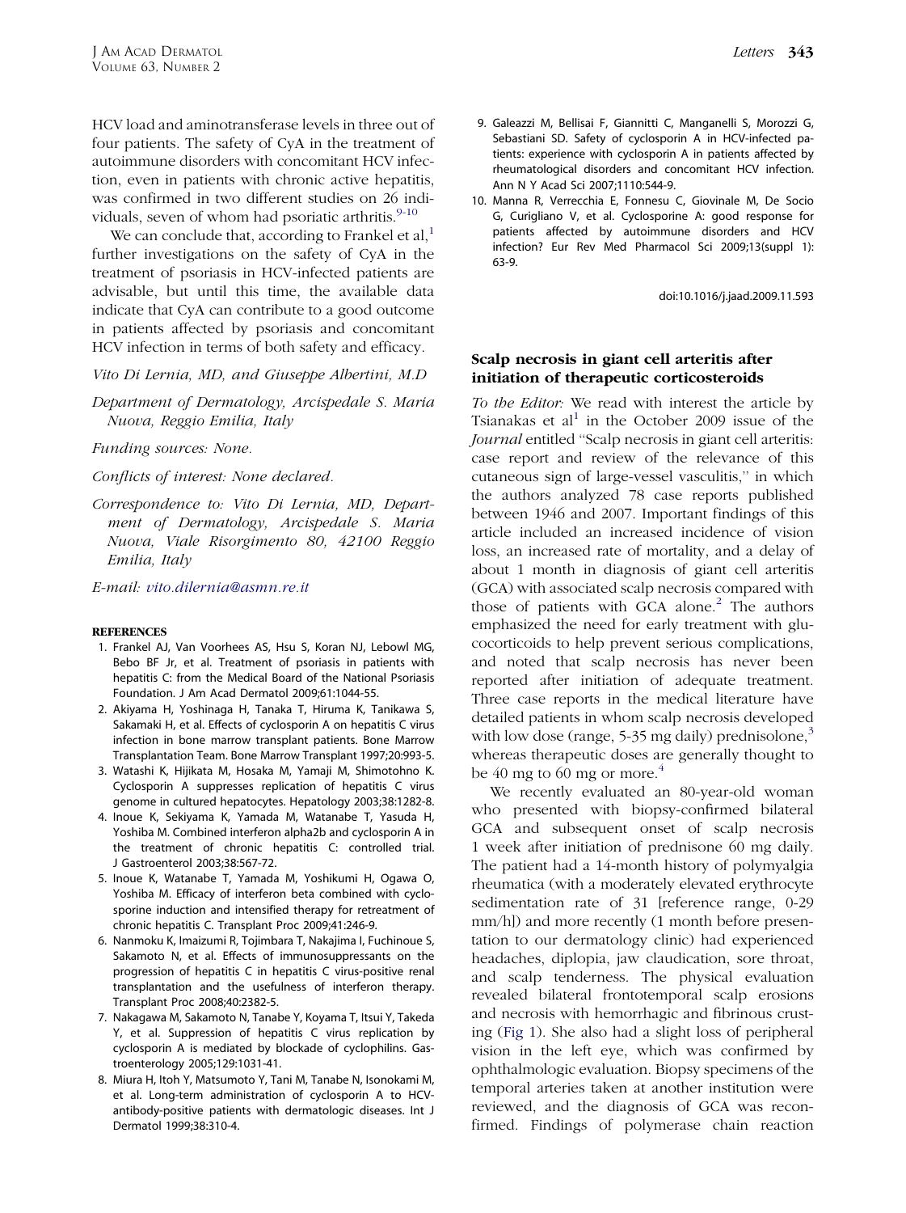HCV load and aminotransferase levels in three out of four patients. The safety of CyA in the treatment of autoimmune disorders with concomitant HCV infection, even in patients with chronic active hepatitis, was confirmed in two different studies on 26 individuals, seven of whom had psoriatic arthritis.[9-10]

We can conclude that, according to Frankel et al,[1] further investigations on the safety of CyA in the treatment of psoriasis in HCV-infected patients are advisable, but until this time, the available data indicate that CyA can contribute to a good outcome in patients affected by psoriasis and concomitant HCV infection in terms of both safety and efficacy.

*Vito Di Lernia, MD, and Giuseppe Albertini, M.D*

*Department of Dermatology, Arcispedale S. Maria Nuova, Reggio Emilia, Italy*

*Funding sources: None.*

*Conflicts of interest: None declared.*

*Correspondence to: Vito Di Lernia, MD, Department of Dermatology, Arcispedale S. Maria Nuova, Viale Risorgimento 80, 42100 Reggio Emilia, Italy*

*E-mail: vito.dilernia@asmn.re.it*

**REFERENCES**

1. Frankel AJ, Van Voorhees AS, Hsu S, Koran NJ, Lebowl MG, Bebo BF Jr, et al. Treatment of psoriasis in patients with hepatitis C: from the Medical Board of the National Psoriasis Foundation. J Am Acad Dermatol 2009;61:1044-55.
2. Akiyama H, Yoshinaga H, Tanaka T, Hiruma K, Tanikawa S, Sakamaki H, et al. Effects of cyclosporin A on hepatitis C virus infection in bone marrow transplant patients. Bone Marrow Transplantation Team. Bone Marrow Transplant 1997;20:993-5.
3. Watashi K, Hijikata M, Hosaka M, Yamaji M, Shimotohno K. Cyclosporin A suppresses replication of hepatitis C virus genome in cultured hepatocytes. Hepatology 2003;38:1282-8.
4. Inoue K, Sekiyama K, Yamada M, Watanabe T, Yasuda H, Yoshiba M. Combined interferon alpha2b and cyclosporin A in the treatment of chronic hepatitis C: controlled trial. J Gastroenterol 2003;38:567-72.
5. Inoue K, Watanabe T, Yamada M, Yoshikumi H, Ogawa O, Yoshiba M. Efficacy of interferon beta combined with cyclosporine induction and intensified therapy for retreatment of chronic hepatitis C. Transplant Proc 2009;41:246-9.
6. Nanmoku K, Imaizumi R, Tojimbara T, Nakajima I, Fuchinoue S, Sakamoto N, et al. Effects of immunosuppressants on the progression of hepatitis C in hepatitis C virus-positive renal transplantation and the usefulness of interferon therapy. Transplant Proc 2008;40:2382-5.
7. Nakagawa M, Sakamoto N, Tanabe Y, Koyama T, Itsui Y, Takeda Y, et al. Suppression of hepatitis C virus replication by cyclosporin A is mediated by blockade of cyclophilins. Gastroenterology 2005;129:1031-41.
8. Miura H, Itoh Y, Matsumoto Y, Tani M, Tanabe N, Isonokami M, et al. Long-term administration of cyclosporin A to HCV-antibody-positive patients with dermatologic diseases. Int J Dermatol 1999;38:310-4.
9. Galeazzi M, Bellisai F, Giannitti C, Manganelli S, Morozzi G, Sebastiani SD. Safety of cyclosporin A in HCV-infected patients: experience with cyclosporin A in patients affected by rheumatological disorders and concomitant HCV infection. Ann N Y Acad Sci 2007;1110:544-9.
10. Manna R, Verrecchia E, Fonnesu C, Giovinale M, De Socio G, Curigliano V, et al. Cyclosporine A: good response for patients affected by autoimmune disorders and HCV infection? Eur Rev Med Pharmacol Sci 2009;13(suppl 1): 63-9.

doi:10.1016/j.jaad.2009.11.593

## Scalp necrosis in giant cell arteritis after initiation of therapeutic corticosteroids

*To the Editor:* We read with interest the article by Tsianakas et al[1] in the October 2009 issue of the *Journal* entitled "Scalp necrosis in giant cell arteritis: case report and review of the relevance of this cutaneous sign of large-vessel vasculitis," in which the authors analyzed 78 case reports published between 1946 and 2007. Important findings of this article included an increased incidence of vision loss, an increased rate of mortality, and a delay of about 1 month in diagnosis of giant cell arteritis (GCA) with associated scalp necrosis compared with those of patients with GCA alone.[2] The authors emphasized the need for early treatment with glucocorticoids to help prevent serious complications, and noted that scalp necrosis has never been reported after initiation of adequate treatment. Three case reports in the medical literature have detailed patients in whom scalp necrosis developed with low dose (range, 5-35 mg daily) prednisolone,[3] whereas therapeutic doses are generally thought to be 40 mg to 60 mg or more.[4]

We recently evaluated an 80-year-old woman who presented with biopsy-confirmed bilateral GCA and subsequent onset of scalp necrosis 1 week after initiation of prednisone 60 mg daily. The patient had a 14-month history of polymyalgia rheumatica (with a moderately elevated erythrocyte sedimentation rate of 31 [reference range, 0-29 mm/h]) and more recently (1 month before presentation to our dermatology clinic) had experienced headaches, diplopia, jaw claudication, sore throat, and scalp tenderness. The physical evaluation revealed bilateral frontotemporal scalp erosions and necrosis with hemorrhagic and fibrinous crusting (Fig 1). She also had a slight loss of peripheral vision in the left eye, which was confirmed by ophthalmologic evaluation. Biopsy specimens of the temporal arteries taken at another institution were reviewed, and the diagnosis of GCA was reconfirmed. Findings of polymerase chain reaction